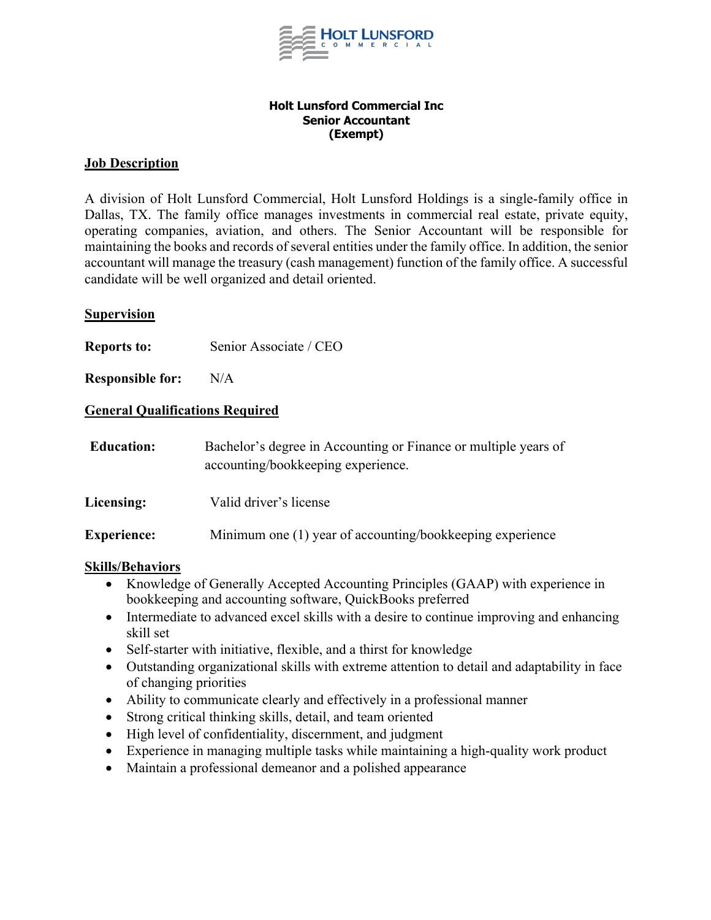# Holt Lunsford Commercial Inc
## Senior Accountant
## (Exempt)

**Job Description**

A division of Holt Lunsford Commercial, Holt Lunsford Holdings is a single-family office in Dallas, TX. The family office manages investments in commercial real estate, private equity, operating companies, aviation, and others. The Senior Accountant will be responsible for maintaining the books and records of several entities under the family office. In addition, the senior accountant will manage the treasury (cash management) function of the family office. A successful candidate will be well organized and detail oriented.

**Supervision**

**Reports to:** Senior Associate / CEO

**Responsible for:** N/A

**General Qualifications Required**

**Education:** Bachelor's degree in Accounting or Finance or multiple years of accounting/bookkeeping experience.

**Licensing:** Valid driver's license

**Experience:** Minimum one (1) year of accounting/bookkeeping experience

**Skills/Behaviors**

- Knowledge of Generally Accepted Accounting Principles (GAAP) with experience in bookkeeping and accounting software, QuickBooks preferred
- Intermediate to advanced excel skills with a desire to continue improving and enhancing skill set
- Self-starter with initiative, flexible, and a thirst for knowledge
- Outstanding organizational skills with extreme attention to detail and adaptability in face of changing priorities
- Ability to communicate clearly and effectively in a professional manner
- Strong critical thinking skills, detail, and team oriented
- High level of confidentiality, discernment, and judgment
- Experience in managing multiple tasks while maintaining a high-quality work product
- Maintain a professional demeanor and a polished appearance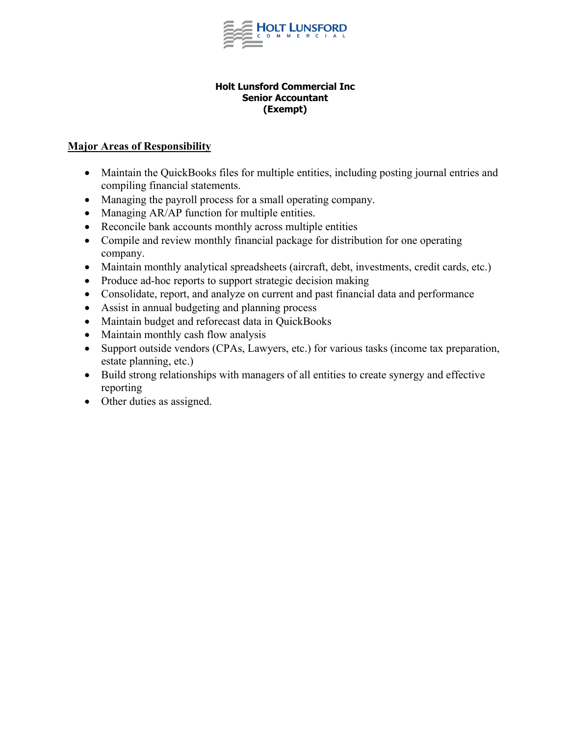**Holt Lunsford Commercial Inc**
**Senior Accountant**
**(Exempt)**

## Major Areas of Responsibility

- Maintain the QuickBooks files for multiple entities, including posting journal entries and compiling financial statements.
- Managing the payroll process for a small operating company.
- Managing AR/AP function for multiple entities.
- Reconcile bank accounts monthly across multiple entities
- Compile and review monthly financial package for distribution for one operating company.
- Maintain monthly analytical spreadsheets (aircraft, debt, investments, credit cards, etc.)
- Produce ad-hoc reports to support strategic decision making
- Consolidate, report, and analyze on current and past financial data and performance
- Assist in annual budgeting and planning process
- Maintain budget and reforecast data in QuickBooks
- Maintain monthly cash flow analysis
- Support outside vendors (CPAs, Lawyers, etc.) for various tasks (income tax preparation, estate planning, etc.)
- Build strong relationships with managers of all entities to create synergy and effective reporting
- Other duties as assigned.